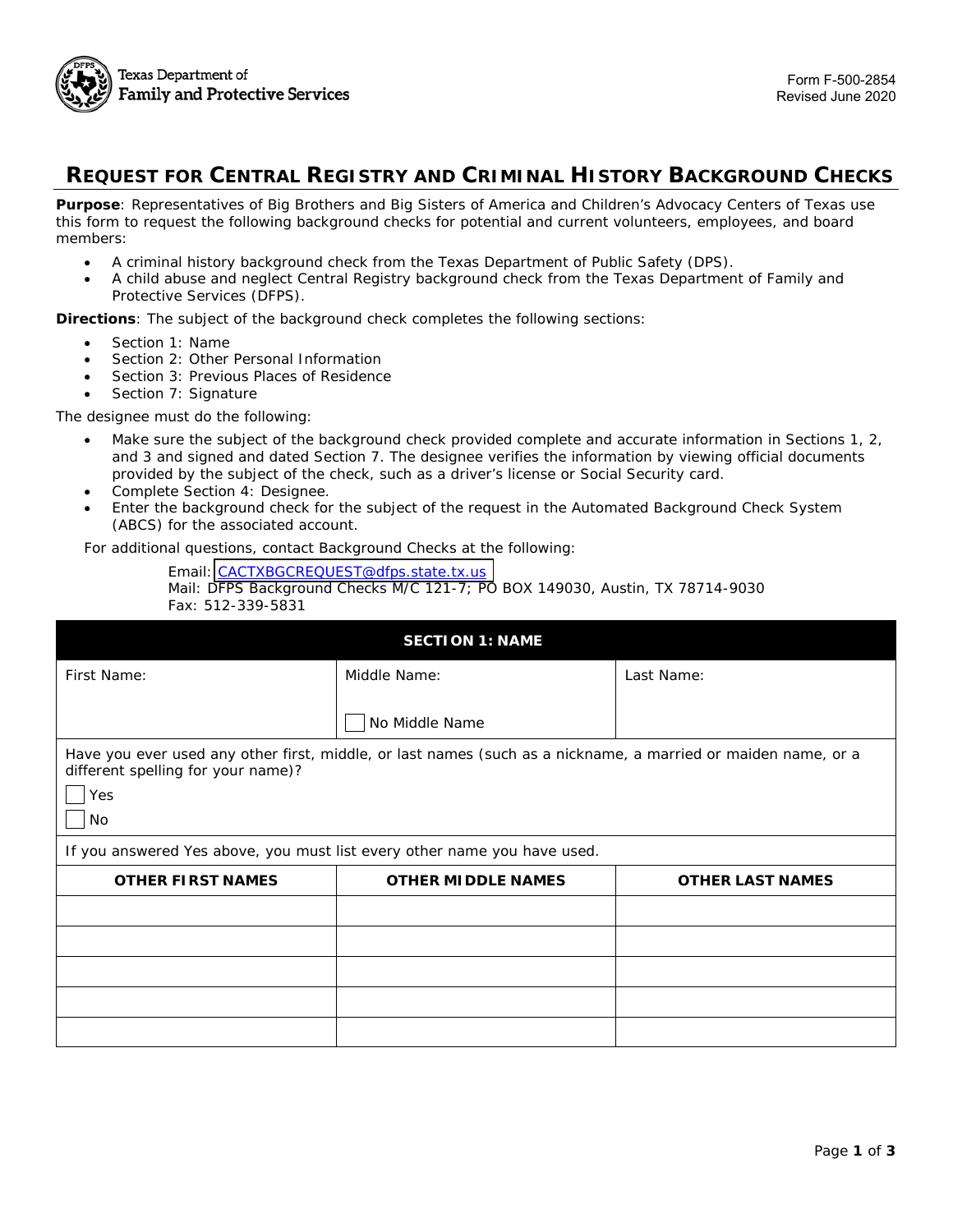Texas Department of Family and Protective Services

Form F-500-2854
Revised June 2020

# REQUEST FOR CENTRAL REGISTRY AND CRIMINAL HISTORY BACKGROUND CHECKS

**Purpose**: Representatives of Big Brothers and Big Sisters of America and Children's Advocacy Centers of Texas use this form to request the following background checks for potential and current volunteers, employees, and board members:

- A criminal history background check from the Texas Department of Public Safety (DPS).
- A child abuse and neglect Central Registry background check from the Texas Department of Family and Protective Services (DFPS).

**Directions**: The subject of the background check completes the following sections:

- Section 1: Name
- Section 2: Other Personal Information
- Section 3: Previous Places of Residence
- Section 7: Signature

The designee must do the following:

- Make sure the subject of the background check provided complete and accurate information in Sections 1, 2, and 3 and signed and dated Section 7. The designee verifies the information by viewing official documents provided by the subject of the check, such as a driver's license or Social Security card.
- Complete Section 4: Designee.
- Enter the background check for the subject of the request in the Automated Background Check System (ABCS) for the associated account.

For additional questions, contact Background Checks at the following:

Email: CACTXBGCREQUEST@dfps.state.tx.us
Mail: DFPS Background Checks M/C 121-7; PO BOX 149030, Austin, TX 78714-9030
Fax: 512-339-5831

## SECTION 1: NAME

| First Name: | Middle Name: ☐ No Middle Name | Last Name: |
|---|---|---|

Have you ever used any other first, middle, or last names (such as a nickname, a married or maiden name, or a different spelling for your name)?

☐ Yes
☐ No

If you answered Yes above, you must list every other name you have used.

| OTHER FIRST NAMES | OTHER MIDDLE NAMES | OTHER LAST NAMES |
|---|---|---|
| | | |
| | | |
| | | |
| | | |
| | | |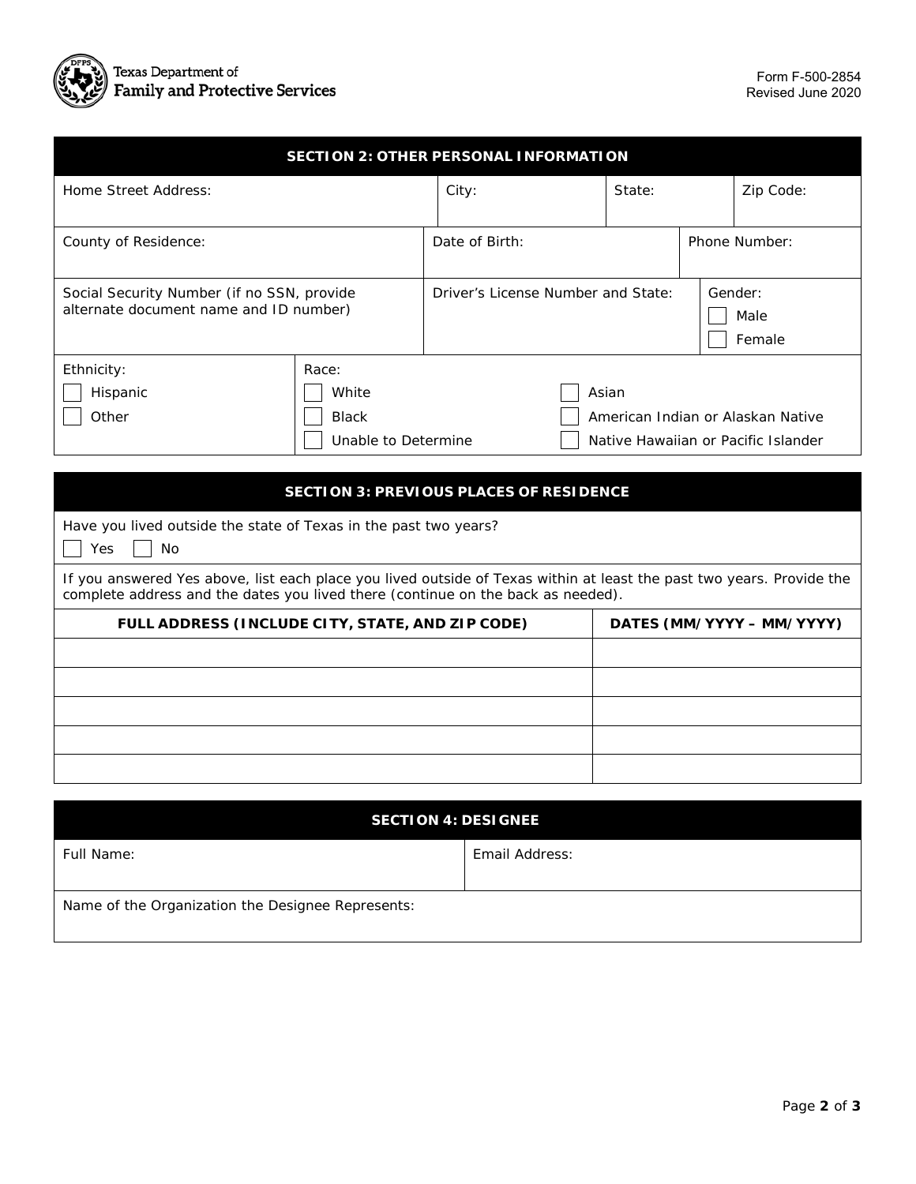Texas Department of Family and Protective Services

Form F-500-2854
Revised June 2020

## SECTION 2: OTHER PERSONAL INFORMATION

| Home Street Address: | City: | State: | Zip Code: |
| --- | --- | --- | --- |
| | | | |

| County of Residence: | Date of Birth: | Phone Number: |
| --- | --- | --- |
| | | |

| Social Security Number (if no SSN, provide alternate document name and ID number) | Driver's License Number and State: | Gender: ☐ Male ☐ Female |
| --- | --- | --- |
| | | |

Ethnicity:
- ☐ Hispanic
- ☐ Other

Race:
- ☐ White
- ☐ Black
- ☐ Unable to Determine
- ☐ Asian
- ☐ American Indian or Alaskan Native
- ☐ Native Hawaiian or Pacific Islander

## SECTION 3: PREVIOUS PLACES OF RESIDENCE

Have you lived outside the state of Texas in the past two years?

☐ Yes ☐ No

If you answered Yes above, list each place you lived outside of Texas within at least the past two years. Provide the complete address and the dates you lived there (continue on the back as needed).

| FULL ADDRESS (INCLUDE CITY, STATE, AND ZIP CODE) | DATES (MM/YYYY – MM/YYYY) |
| --- | --- |
| | |
| | |
| | |
| | |
| | |

## SECTION 4: DESIGNEE

| Full Name: | Email Address: |
| --- | --- |
| | |

Name of the Organization the Designee Represents: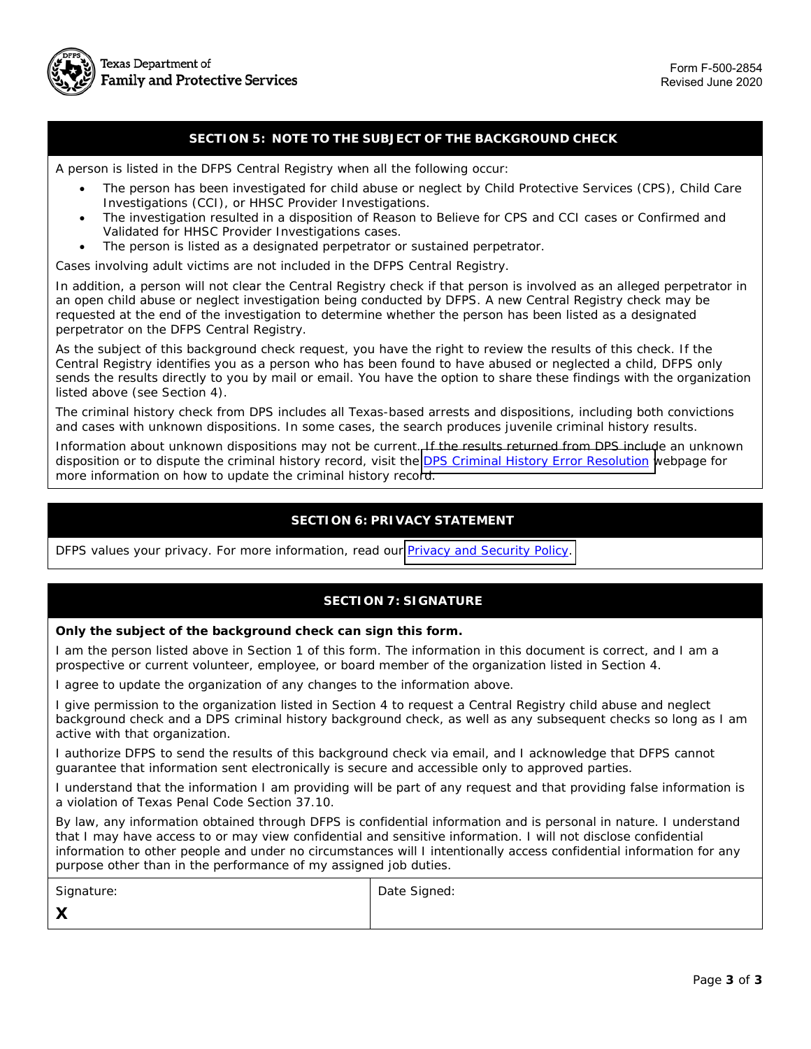## SECTION 5: NOTE TO THE SUBJECT OF THE BACKGROUND CHECK

A person is listed in the DFPS Central Registry when all the following occur:

- The person has been investigated for child abuse or neglect by Child Protective Services (CPS), Child Care Investigations (CCI), or HHSC Provider Investigations.
- The investigation resulted in a disposition of Reason to Believe for CPS and CCI cases or Confirmed and Validated for HHSC Provider Investigations cases.
- The person is listed as a designated perpetrator or sustained perpetrator.

Cases involving adult victims are not included in the DFPS Central Registry.

In addition, a person will not clear the Central Registry check if that person is involved as an alleged perpetrator in an open child abuse or neglect investigation being conducted by DFPS. A new Central Registry check may be requested at the end of the investigation to determine whether the person has been listed as a designated perpetrator on the DFPS Central Registry.

As the subject of this background check request, you have the right to review the results of this check. If the Central Registry identifies you as a person who has been found to have abused or neglected a child, DFPS only sends the results directly to you by mail or email. You have the option to share these findings with the organization listed above (see Section 4).

The criminal history check from DPS includes all Texas-based arrests and dispositions, including both convictions and cases with unknown dispositions. In some cases, the search produces juvenile criminal history results.

Information about unknown dispositions may not be current. If the results returned from DPS include an unknown disposition or to dispute the criminal history record, visit the DPS Criminal History Error Resolution webpage for more information on how to update the criminal history record.

## SECTION 6: PRIVACY STATEMENT

DFPS values your privacy. For more information, read our Privacy and Security Policy.

## SECTION 7: SIGNATURE

**Only the subject of the background check can sign this form.**

I am the person listed above in Section 1 of this form. The information in this document is correct, and I am a prospective or current volunteer, employee, or board member of the organization listed in Section 4.

I agree to update the organization of any changes to the information above.

I give permission to the organization listed in Section 4 to request a Central Registry child abuse and neglect background check and a DPS criminal history background check, as well as any subsequent checks so long as I am active with that organization.

I authorize DFPS to send the results of this background check via email, and I acknowledge that DFPS cannot guarantee that information sent electronically is secure and accessible only to approved parties.

I understand that the information I am providing will be part of any request and that providing false information is a violation of Texas Penal Code Section 37.10.

By law, any information obtained through DFPS is confidential information and is personal in nature. I understand that I may have access to or may view confidential and sensitive information. I will not disclose confidential information to other people and under no circumstances will I intentionally access confidential information for any purpose other than in the performance of my assigned job duties.

| Signature: | Date Signed: |
| --- | --- |
| **X** | |